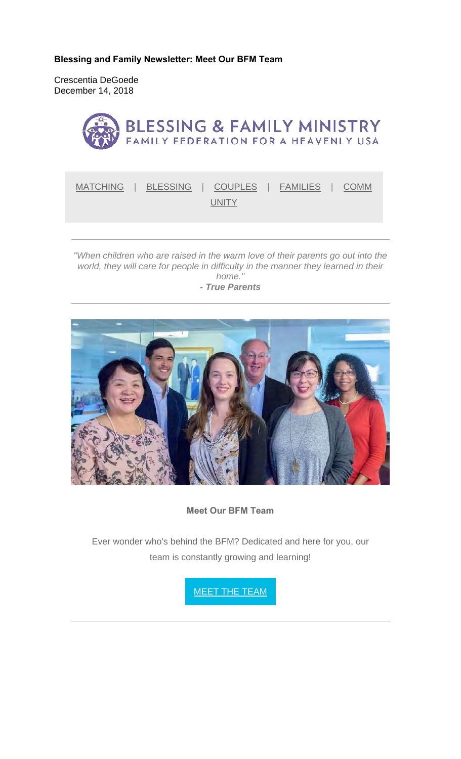**Blessing and Family Newsletter: Meet Our BFM Team**

Crescentia DeGoede
December 14, 2018

BLESSING & FAMILY MINISTRY
FAMILY FEDERATION FOR A HEAVENLY USA

MATCHING | BLESSING | COUPLES | FAMILIES | COMMUNITY

---

*"When children who are raised in the warm love of their parents go out into the world, they will care for people in difficulty in the manner they learned in their home."*
***- True Parents***

---

**Meet Our BFM Team**

Ever wonder who's behind the BFM? Dedicated and here for you, our team is constantly growing and learning!

MEET THE TEAM

---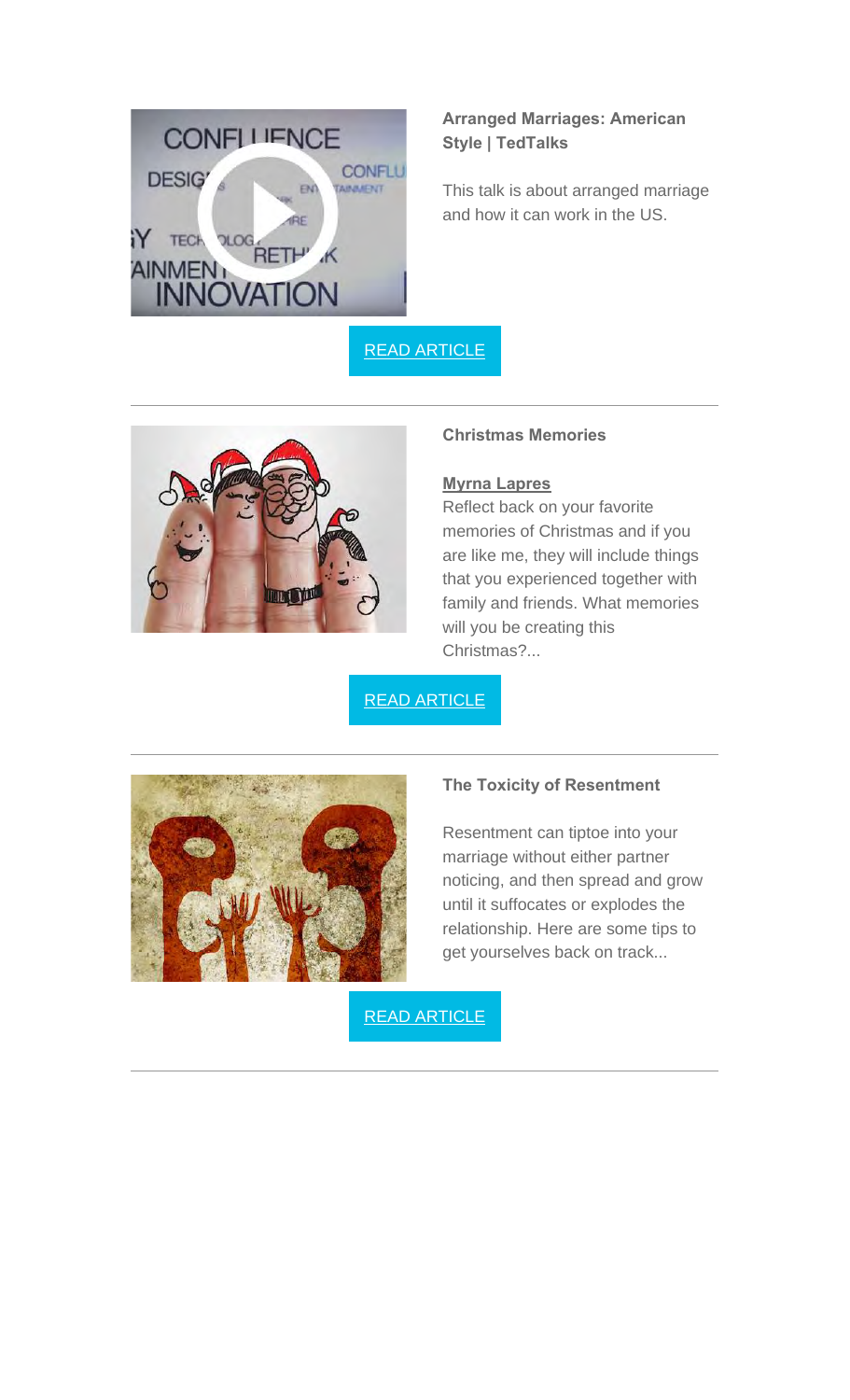**Arranged Marriages: American Style | TedTalks**

This talk is about arranged marriage and how it can work in the US.

[READ ARTICLE]

---

**Christmas Memories**

**Myrna Lapres**

Reflect back on your favorite memories of Christmas and if you are like me, they will include things that you experienced together with family and friends. What memories will you be creating this Christmas?...

[READ ARTICLE]

---

**The Toxicity of Resentment**

Resentment can tiptoe into your marriage without either partner noticing, and then spread and grow until it suffocates or explodes the relationship. Here are some tips to get yourselves back on track...

[READ ARTICLE]

---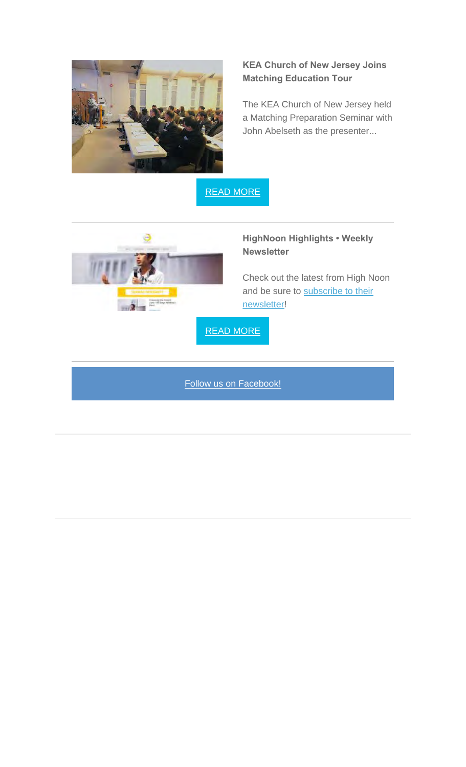**KEA Church of New Jersey Joins Matching Education Tour**

The KEA Church of New Jersey held a Matching Preparation Seminar with John Abelseth as the presenter...

READ MORE

---

**HighNoon Highlights • Weekly Newsletter**

Check out the latest from High Noon and be sure to subscribe to their newsletter!

READ MORE

---

Follow us on Facebook!